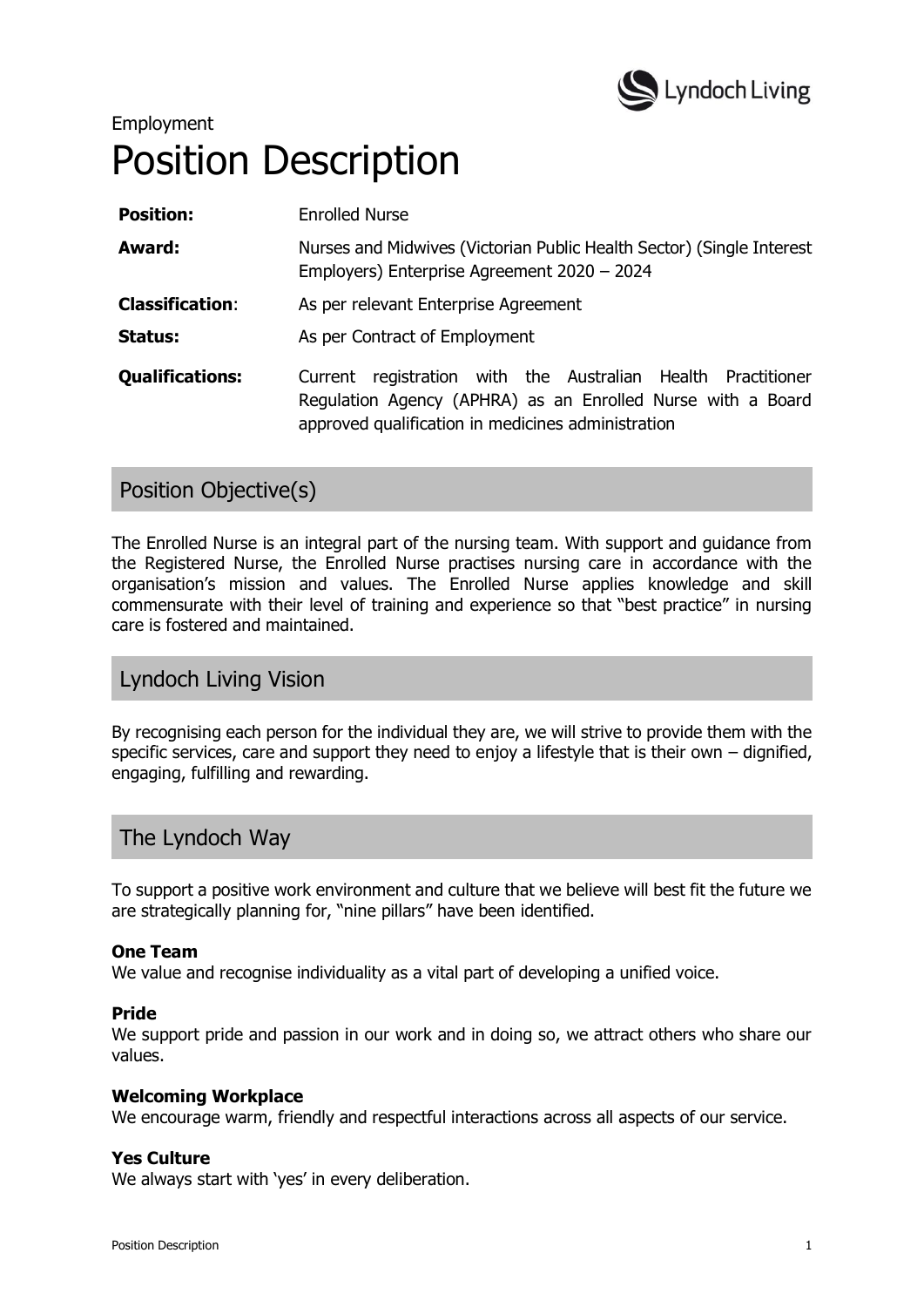Employment

# Position Description

| | |
|---|---|
| **Position:** | Enrolled Nurse |
| **Award:** | Nurses and Midwives (Victorian Public Health Sector) (Single Interest Employers) Enterprise Agreement 2020 – 2024 |
| **Classification**: | As per relevant Enterprise Agreement |
| **Status:** | As per Contract of Employment |
| **Qualifications:** | Current registration with the Australian Health Practitioner Regulation Agency (APHRA) as an Enrolled Nurse with a Board approved qualification in medicines administration |

## Position Objective(s)

The Enrolled Nurse is an integral part of the nursing team. With support and guidance from the Registered Nurse, the Enrolled Nurse practises nursing care in accordance with the organisation's mission and values. The Enrolled Nurse applies knowledge and skill commensurate with their level of training and experience so that "best practice" in nursing care is fostered and maintained.

## Lyndoch Living Vision

By recognising each person for the individual they are, we will strive to provide them with the specific services, care and support they need to enjoy a lifestyle that is their own – dignified, engaging, fulfilling and rewarding.

## The Lyndoch Way

To support a positive work environment and culture that we believe will best fit the future we are strategically planning for, "nine pillars" have been identified.

**One Team**
We value and recognise individuality as a vital part of developing a unified voice.

**Pride**
We support pride and passion in our work and in doing so, we attract others who share our values.

**Welcoming Workplace**
We encourage warm, friendly and respectful interactions across all aspects of our service.

**Yes Culture**
We always start with 'yes' in every deliberation.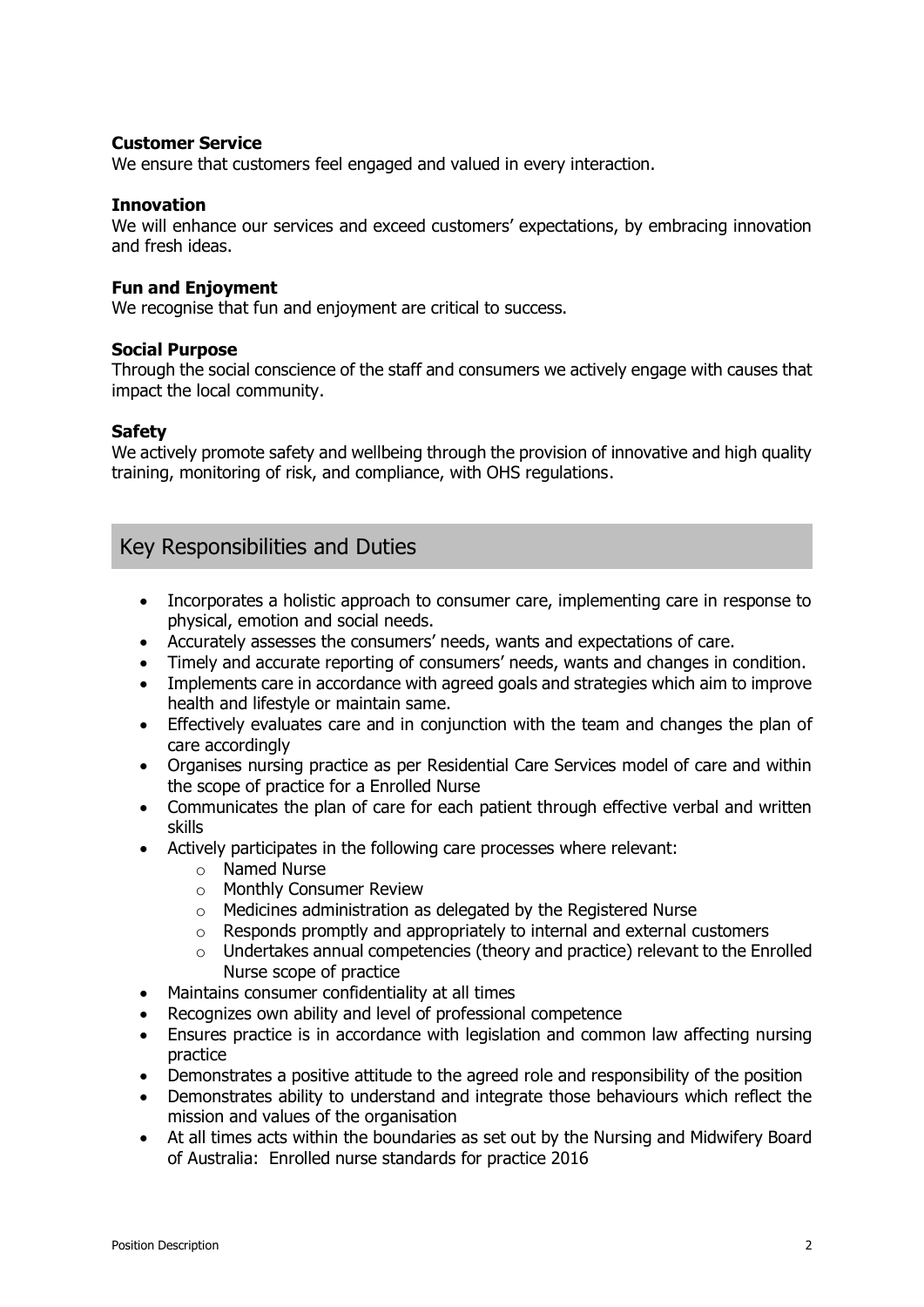**Customer Service**
We ensure that customers feel engaged and valued in every interaction.

**Innovation**
We will enhance our services and exceed customers' expectations, by embracing innovation and fresh ideas.

**Fun and Enjoyment**
We recognise that fun and enjoyment are critical to success.

**Social Purpose**
Through the social conscience of the staff and consumers we actively engage with causes that impact the local community.

**Safety**
We actively promote safety and wellbeing through the provision of innovative and high quality training, monitoring of risk, and compliance, with OHS regulations.

## Key Responsibilities and Duties

- Incorporates a holistic approach to consumer care, implementing care in response to physical, emotion and social needs.
- Accurately assesses the consumers' needs, wants and expectations of care.
- Timely and accurate reporting of consumers' needs, wants and changes in condition.
- Implements care in accordance with agreed goals and strategies which aim to improve health and lifestyle or maintain same.
- Effectively evaluates care and in conjunction with the team and changes the plan of care accordingly
- Organises nursing practice as per Residential Care Services model of care and within the scope of practice for a Enrolled Nurse
- Communicates the plan of care for each patient through effective verbal and written skills
- Actively participates in the following care processes where relevant:
  - Named Nurse
  - Monthly Consumer Review
  - Medicines administration as delegated by the Registered Nurse
  - Responds promptly and appropriately to internal and external customers
  - Undertakes annual competencies (theory and practice) relevant to the Enrolled Nurse scope of practice
- Maintains consumer confidentiality at all times
- Recognizes own ability and level of professional competence
- Ensures practice is in accordance with legislation and common law affecting nursing practice
- Demonstrates a positive attitude to the agreed role and responsibility of the position
- Demonstrates ability to understand and integrate those behaviours which reflect the mission and values of the organisation
- At all times acts within the boundaries as set out by the Nursing and Midwifery Board of Australia: Enrolled nurse standards for practice 2016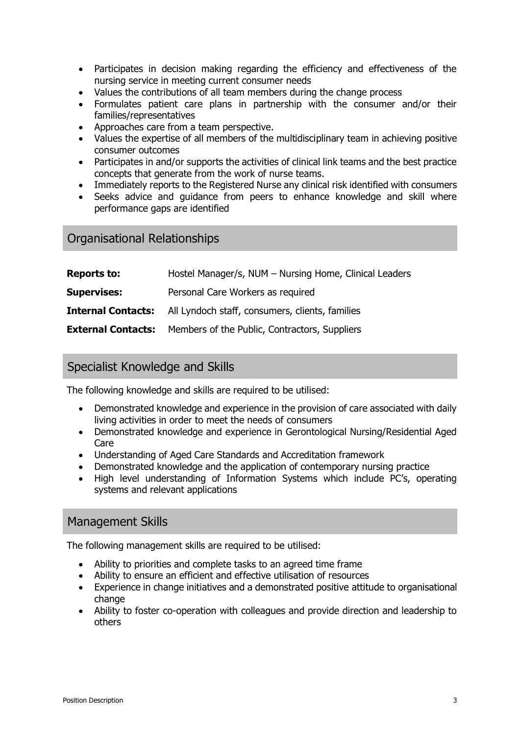- Participates in decision making regarding the efficiency and effectiveness of the nursing service in meeting current consumer needs
- Values the contributions of all team members during the change process
- Formulates patient care plans in partnership with the consumer and/or their families/representatives
- Approaches care from a team perspective.
- Values the expertise of all members of the multidisciplinary team in achieving positive consumer outcomes
- Participates in and/or supports the activities of clinical link teams and the best practice concepts that generate from the work of nurse teams.
- Immediately reports to the Registered Nurse any clinical risk identified with consumers
- Seeks advice and guidance from peers to enhance knowledge and skill where performance gaps are identified

## Organisational Relationships

| | |
|---|---|
| **Reports to:** | Hostel Manager/s, NUM – Nursing Home, Clinical Leaders |
| **Supervises:** | Personal Care Workers as required |
| **Internal Contacts:** | All Lyndoch staff, consumers, clients, families |
| **External Contacts:** | Members of the Public, Contractors, Suppliers |

## Specialist Knowledge and Skills

The following knowledge and skills are required to be utilised:

- Demonstrated knowledge and experience in the provision of care associated with daily living activities in order to meet the needs of consumers
- Demonstrated knowledge and experience in Gerontological Nursing/Residential Aged Care
- Understanding of Aged Care Standards and Accreditation framework
- Demonstrated knowledge and the application of contemporary nursing practice
- High level understanding of Information Systems which include PC's, operating systems and relevant applications

## Management Skills

The following management skills are required to be utilised:

- Ability to priorities and complete tasks to an agreed time frame
- Ability to ensure an efficient and effective utilisation of resources
- Experience in change initiatives and a demonstrated positive attitude to organisational change
- Ability to foster co-operation with colleagues and provide direction and leadership to others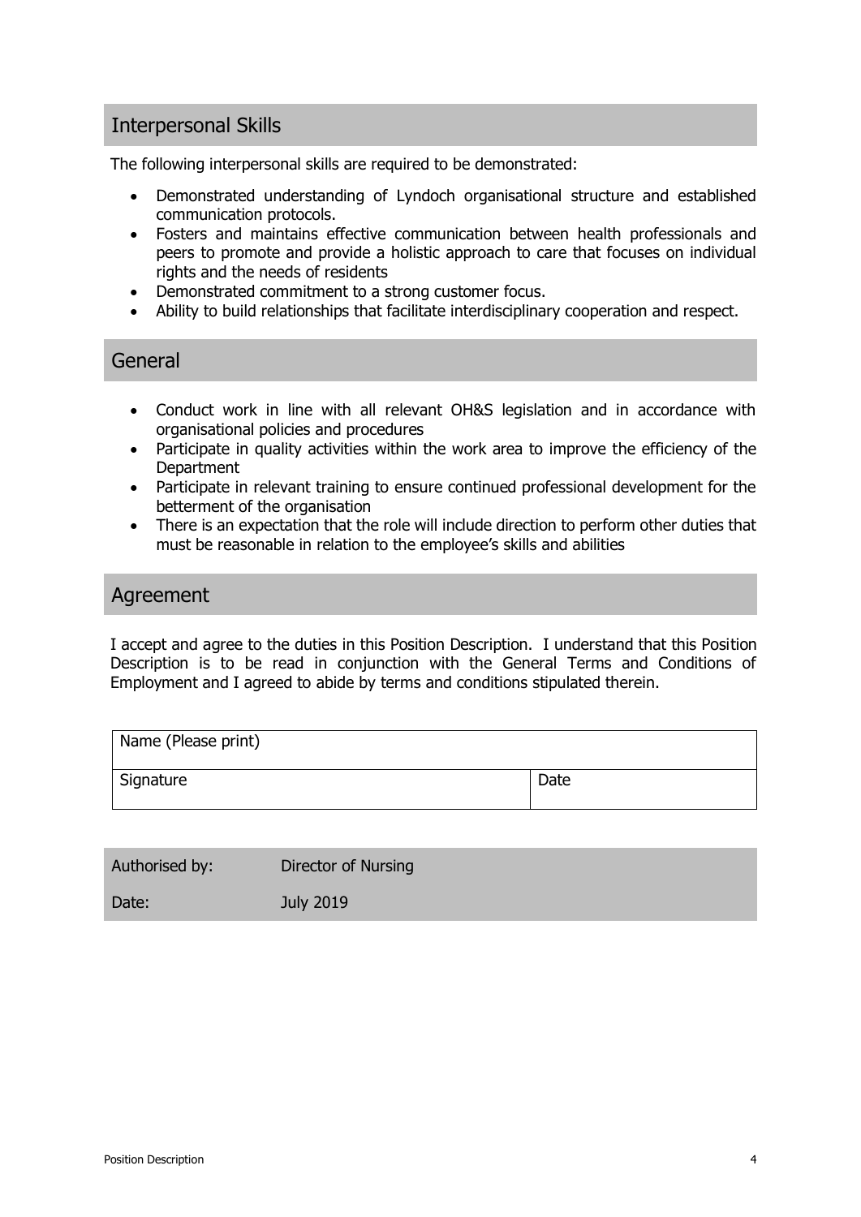## Interpersonal Skills

The following interpersonal skills are required to be demonstrated:

- Demonstrated understanding of Lyndoch organisational structure and established communication protocols.
- Fosters and maintains effective communication between health professionals and peers to promote and provide a holistic approach to care that focuses on individual rights and the needs of residents
- Demonstrated commitment to a strong customer focus.
- Ability to build relationships that facilitate interdisciplinary cooperation and respect.

## General

- Conduct work in line with all relevant OH&S legislation and in accordance with organisational policies and procedures
- Participate in quality activities within the work area to improve the efficiency of the Department
- Participate in relevant training to ensure continued professional development for the betterment of the organisation
- There is an expectation that the role will include direction to perform other duties that must be reasonable in relation to the employee's skills and abilities

## Agreement

I accept and agree to the duties in this Position Description. I understand that this Position Description is to be read in conjunction with the General Terms and Conditions of Employment and I agreed to abide by terms and conditions stipulated therein.

| | |
|---|---|
| Name (Please print) | |
| Signature | Date |

| | |
|---|---|
| Authorised by: | Director of Nursing |
| Date: | July 2019 |